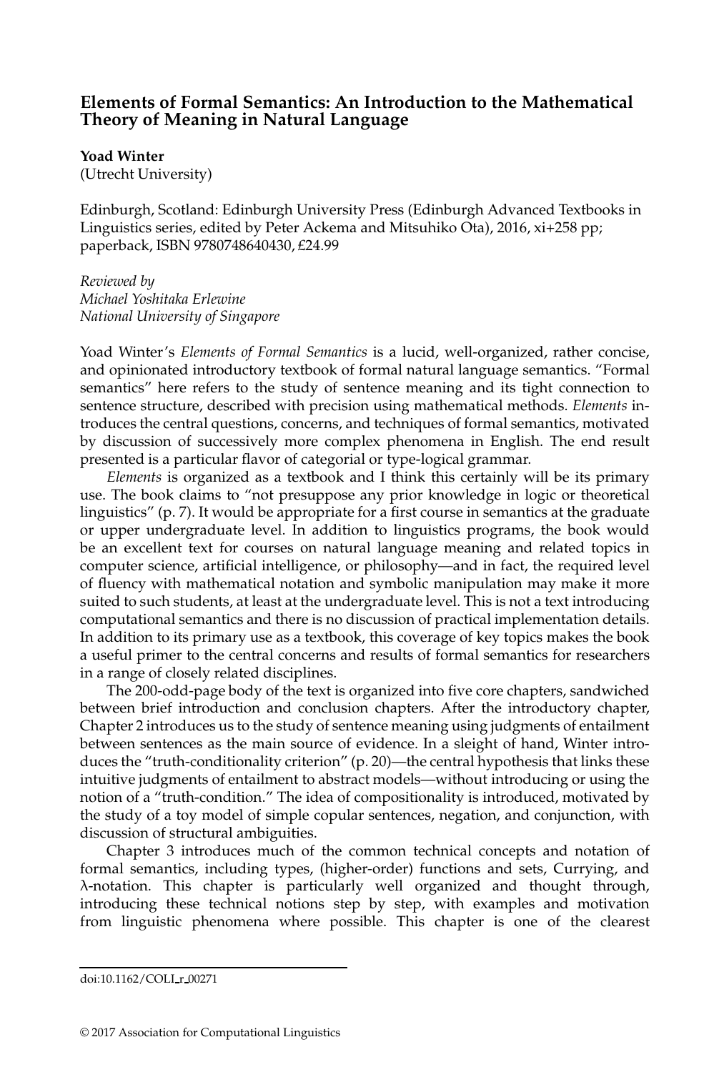# Elements of Formal Semantics: An Introduction to the Mathematical Theory of Meaning in Natural Language

**Yoad Winter**
(Utrecht University)

Edinburgh, Scotland: Edinburgh University Press (Edinburgh Advanced Textbooks in Linguistics series, edited by Peter Ackema and Mitsuhiko Ota), 2016, xi+258 pp; paperback, ISBN 9780748640430, £24.99

*Reviewed by*
*Michael Yoshitaka Erlewine*
*National University of Singapore*

Yoad Winter's *Elements of Formal Semantics* is a lucid, well-organized, rather concise, and opinionated introductory textbook of formal natural language semantics. "Formal semantics" here refers to the study of sentence meaning and its tight connection to sentence structure, described with precision using mathematical methods. *Elements* introduces the central questions, concerns, and techniques of formal semantics, motivated by discussion of successively more complex phenomena in English. The end result presented is a particular flavor of categorial or type-logical grammar.

*Elements* is organized as a textbook and I think this certainly will be its primary use. The book claims to "not presuppose any prior knowledge in logic or theoretical linguistics" (p. 7). It would be appropriate for a first course in semantics at the graduate or upper undergraduate level. In addition to linguistics programs, the book would be an excellent text for courses on natural language meaning and related topics in computer science, artificial intelligence, or philosophy—and in fact, the required level of fluency with mathematical notation and symbolic manipulation may make it more suited to such students, at least at the undergraduate level. This is not a text introducing computational semantics and there is no discussion of practical implementation details. In addition to its primary use as a textbook, this coverage of key topics makes the book a useful primer to the central concerns and results of formal semantics for researchers in a range of closely related disciplines.

The 200-odd-page body of the text is organized into five core chapters, sandwiched between brief introduction and conclusion chapters. After the introductory chapter, Chapter 2 introduces us to the study of sentence meaning using judgments of entailment between sentences as the main source of evidence. In a sleight of hand, Winter introduces the "truth-conditionality criterion" (p. 20)—the central hypothesis that links these intuitive judgments of entailment to abstract models—without introducing or using the notion of a "truth-condition." The idea of compositionality is introduced, motivated by the study of a toy model of simple copular sentences, negation, and conjunction, with discussion of structural ambiguities.

Chapter 3 introduces much of the common technical concepts and notation of formal semantics, including types, (higher-order) functions and sets, Currying, and λ-notation. This chapter is particularly well organized and thought through, introducing these technical notions step by step, with examples and motivation from linguistic phenomena where possible. This chapter is one of the clearest

doi:10.1162/COLI_r_00271

© 2017 Association for Computational Linguistics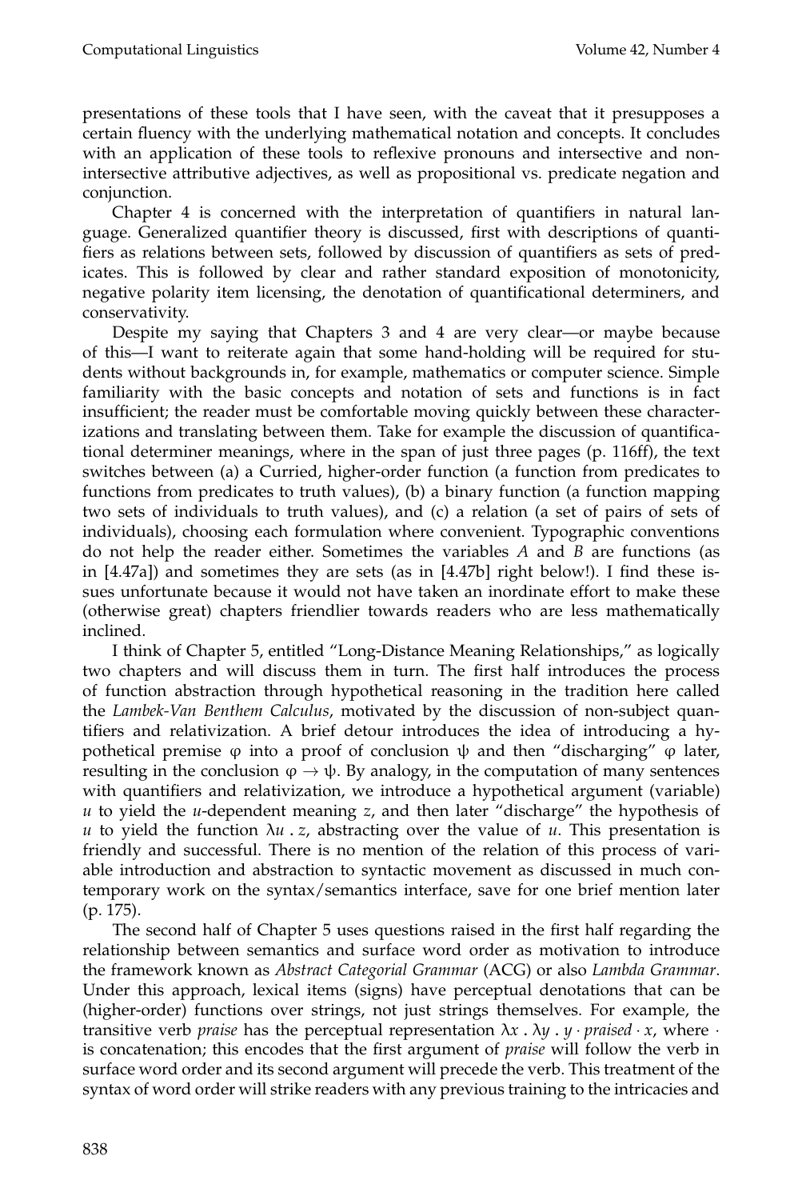presentations of these tools that I have seen, with the caveat that it presupposes a certain fluency with the underlying mathematical notation and concepts. It concludes with an application of these tools to reflexive pronouns and intersective and non-intersective attributive adjectives, as well as propositional vs. predicate negation and conjunction.

Chapter 4 is concerned with the interpretation of quantifiers in natural language. Generalized quantifier theory is discussed, first with descriptions of quantifiers as relations between sets, followed by discussion of quantifiers as sets of predicates. This is followed by clear and rather standard exposition of monotonicity, negative polarity item licensing, the denotation of quantificational determiners, and conservativity.

Despite my saying that Chapters 3 and 4 are very clear—or maybe because of this—I want to reiterate again that some hand-holding will be required for students without backgrounds in, for example, mathematics or computer science. Simple familiarity with the basic concepts and notation of sets and functions is in fact insufficient; the reader must be comfortable moving quickly between these characterizations and translating between them. Take for example the discussion of quantificational determiner meanings, where in the span of just three pages (p. 116ff), the text switches between (a) a Curried, higher-order function (a function from predicates to functions from predicates to truth values), (b) a binary function (a function mapping two sets of individuals to truth values), and (c) a relation (a set of pairs of sets of individuals), choosing each formulation where convenient. Typographic conventions do not help the reader either. Sometimes the variables $A$ and $B$ are functions (as in [4.47a]) and sometimes they are sets (as in [4.47b] right below!). I find these issues unfortunate because it would not have taken an inordinate effort to make these (otherwise great) chapters friendlier towards readers who are less mathematically inclined.

I think of Chapter 5, entitled "Long-Distance Meaning Relationships," as logically two chapters and will discuss them in turn. The first half introduces the process of function abstraction through hypothetical reasoning in the tradition here called the *Lambek-Van Benthem Calculus*, motivated by the discussion of non-subject quantifiers and relativization. A brief detour introduces the idea of introducing a hypothetical premise $\varphi$ into a proof of conclusion $\psi$ and then "discharging" $\varphi$ later, resulting in the conclusion $\varphi \rightarrow \psi$. By analogy, in the computation of many sentences with quantifiers and relativization, we introduce a hypothetical argument (variable) $u$ to yield the $u$-dependent meaning $z$, and then later "discharge" the hypothesis of $u$ to yield the function $\lambda u \,.\, z$, abstracting over the value of $u$. This presentation is friendly and successful. There is no mention of the relation of this process of variable introduction and abstraction to syntactic movement as discussed in much contemporary work on the syntax/semantics interface, save for one brief mention later (p. 175).

The second half of Chapter 5 uses questions raised in the first half regarding the relationship between semantics and surface word order as motivation to introduce the framework known as *Abstract Categorial Grammar* (ACG) or also *Lambda Grammar*. Under this approach, lexical items (signs) have perceptual denotations that can be (higher-order) functions over strings, not just strings themselves. For example, the transitive verb *praise* has the perceptual representation $\lambda x \,.\, \lambda y \,.\, y \cdot praised \cdot x$, where $\cdot$ is concatenation; this encodes that the first argument of *praise* will follow the verb in surface word order and its second argument will precede the verb. This treatment of the syntax of word order will strike readers with any previous training to the intricacies and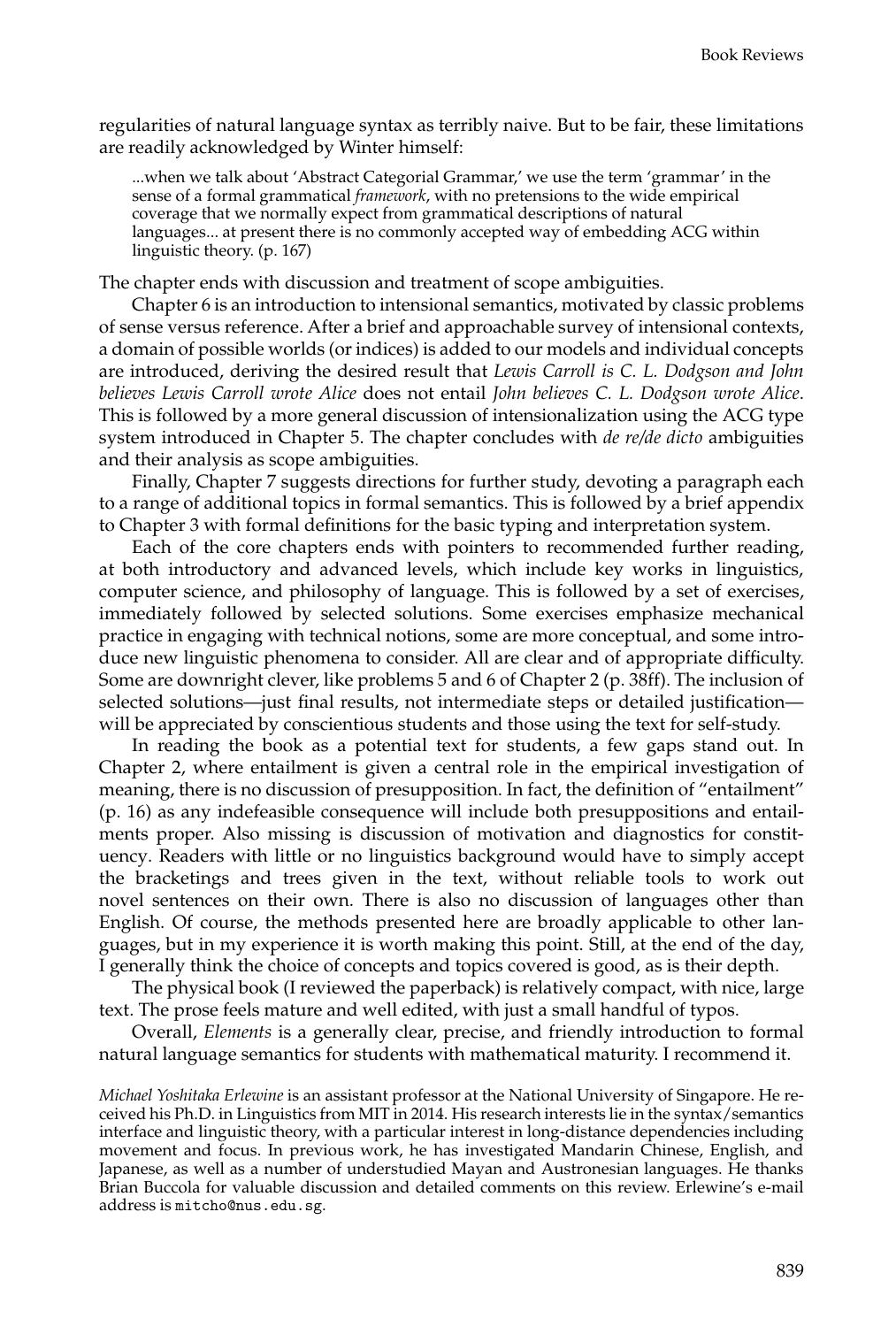regularities of natural language syntax as terribly naive. But to be fair, these limitations are readily acknowledged by Winter himself:

> ...when we talk about 'Abstract Categorial Grammar,' we use the term 'grammar' in the sense of a formal grammatical *framework*, with no pretensions to the wide empirical coverage that we normally expect from grammatical descriptions of natural languages... at present there is no commonly accepted way of embedding ACG within linguistic theory. (p. 167)

The chapter ends with discussion and treatment of scope ambiguities.

Chapter 6 is an introduction to intensional semantics, motivated by classic problems of sense versus reference. After a brief and approachable survey of intensional contexts, a domain of possible worlds (or indices) is added to our models and individual concepts are introduced, deriving the desired result that *Lewis Carroll is C. L. Dodgson and John believes Lewis Carroll wrote Alice* does not entail *John believes C. L. Dodgson wrote Alice*. This is followed by a more general discussion of intensionalization using the ACG type system introduced in Chapter 5. The chapter concludes with *de re/de dicto* ambiguities and their analysis as scope ambiguities.

Finally, Chapter 7 suggests directions for further study, devoting a paragraph each to a range of additional topics in formal semantics. This is followed by a brief appendix to Chapter 3 with formal definitions for the basic typing and interpretation system.

Each of the core chapters ends with pointers to recommended further reading, at both introductory and advanced levels, which include key works in linguistics, computer science, and philosophy of language. This is followed by a set of exercises, immediately followed by selected solutions. Some exercises emphasize mechanical practice in engaging with technical notions, some are more conceptual, and some introduce new linguistic phenomena to consider. All are clear and of appropriate difficulty. Some are downright clever, like problems 5 and 6 of Chapter 2 (p. 38ff). The inclusion of selected solutions—just final results, not intermediate steps or detailed justification—will be appreciated by conscientious students and those using the text for self-study.

In reading the book as a potential text for students, a few gaps stand out. In Chapter 2, where entailment is given a central role in the empirical investigation of meaning, there is no discussion of presupposition. In fact, the definition of "entailment" (p. 16) as any indefeasible consequence will include both presuppositions and entailments proper. Also missing is discussion of motivation and diagnostics for constituency. Readers with little or no linguistics background would have to simply accept the bracketings and trees given in the text, without reliable tools to work out novel sentences on their own. There is also no discussion of languages other than English. Of course, the methods presented here are broadly applicable to other languages, but in my experience it is worth making this point. Still, at the end of the day, I generally think the choice of concepts and topics covered is good, as is their depth.

The physical book (I reviewed the paperback) is relatively compact, with nice, large text. The prose feels mature and well edited, with just a small handful of typos.

Overall, *Elements* is a generally clear, precise, and friendly introduction to formal natural language semantics for students with mathematical maturity. I recommend it.

*Michael Yoshitaka Erlewine* is an assistant professor at the National University of Singapore. He received his Ph.D. in Linguistics from MIT in 2014. His research interests lie in the syntax/semantics interface and linguistic theory, with a particular interest in long-distance dependencies including movement and focus. In previous work, he has investigated Mandarin Chinese, English, and Japanese, as well as a number of understudied Mayan and Austronesian languages. He thanks Brian Buccola for valuable discussion and detailed comments on this review. Erlewine's e-mail address is mitcho@nus.edu.sg.